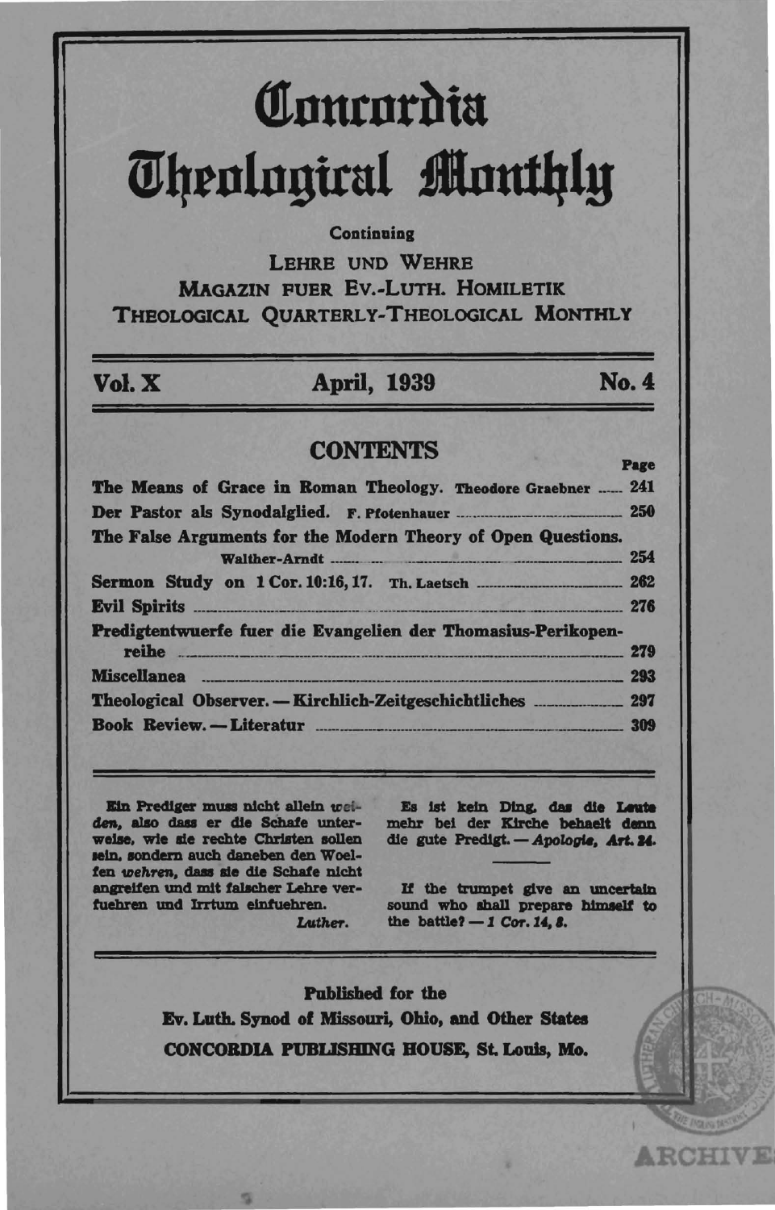# Concordia Theological Monthly

Continuing

LEHRE UND WEHRE
MAGAZIN FUER EV.-LUTH. HOMILETIK
THEOLOGICAL QUARTERLY-THEOLOGICAL MONTHLY

**Vol. X** **April, 1939** **No. 4**

## CONTENTS

| | Page |
|---|---|
| **The Means of Grace in Roman Theology.** Theodore Graebner | 241 |
| **Der Pastor als Synodalglied.** F. Pfotenhauer | 250 |
| **The False Arguments for the Modern Theory of Open Questions.** Walther-Arndt | 254 |
| **Sermon Study on 1 Cor. 10:16, 17.** Th. Laetsch | 262 |
| **Evil Spirits** | 276 |
| **Predigtentwuerfe fuer die Evangelien der Thomasius-Perikopenreihe** | 279 |
| **Miscellanea** | 293 |
| **Theological Observer. — Kirchlich-Zeitgeschichtliches** | 297 |
| **Book Review. — Literatur** | 309 |

**Ein Prediger muss nicht allein *weiden*, also dass er die Schafe unterweise, wie sie rechte Christen sollen sein, sondern auch daneben den Woelfen *wehren*, dass sie die Schafe nicht angreifen und mit falscher Lehre verfuehren und Irrtum einfuehren.**
***Luther.***

**Es ist kein Ding, das die Leute mehr bei der Kirche behaelt denn die gute Predigt. — *Apologie, Art. 24.***

**If the trumpet give an uncertain sound who shall prepare himself to the battle? — *1 Cor. 14, 8.***

**Published for the**
**Ev. Luth. Synod of Missouri, Ohio, and Other States**
**CONCORDIA PUBLISHING HOUSE, St. Louis, Mo.**

ARCHIVE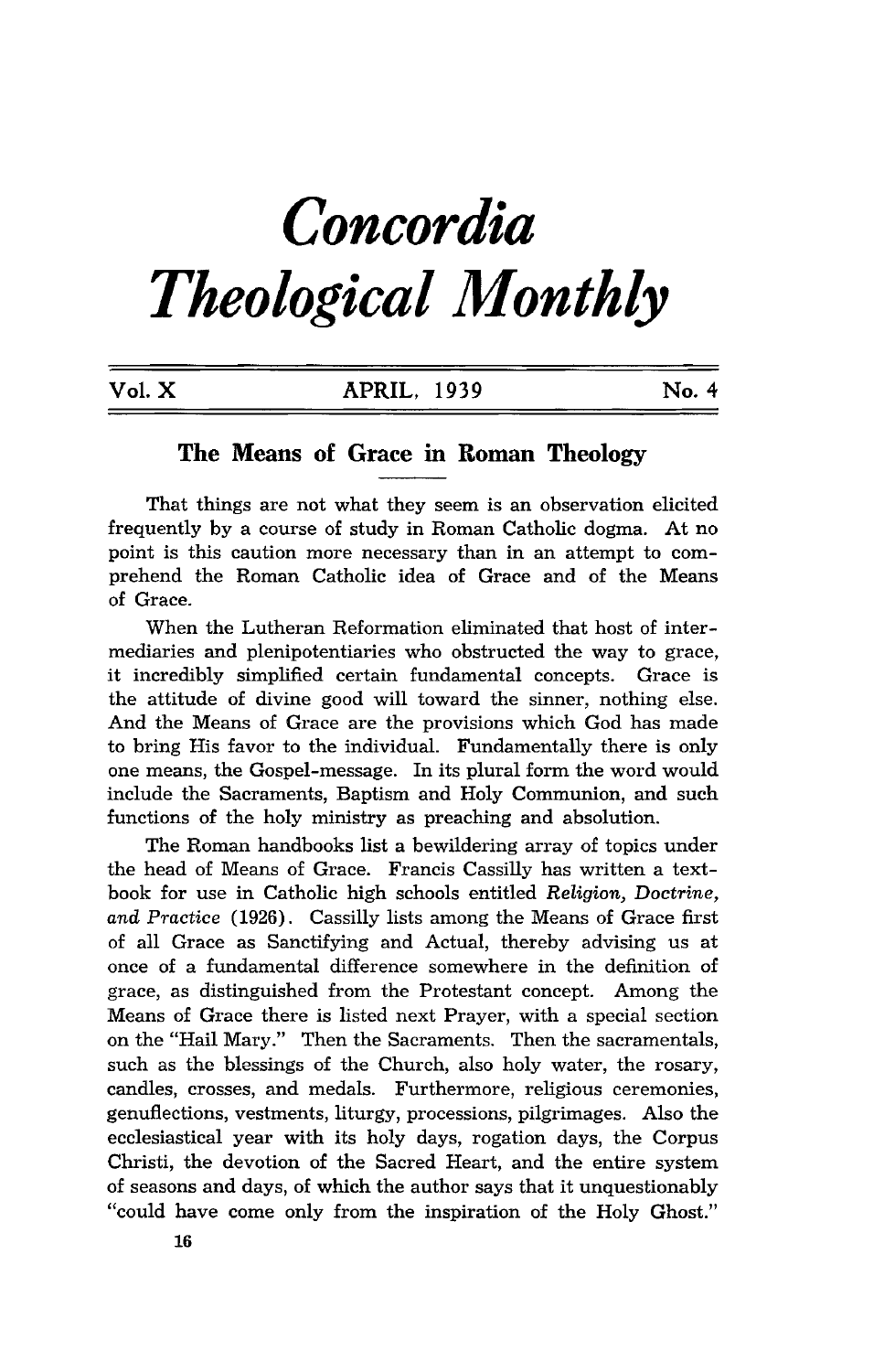# Concordia Theological Monthly

Vol. X APRIL, 1939 No. 4

## The Means of Grace in Roman Theology

That things are not what they seem is an observation elicited frequently by a course of study in Roman Catholic dogma. At no point is this caution more necessary than in an attempt to comprehend the Roman Catholic idea of Grace and of the Means of Grace.

When the Lutheran Reformation eliminated that host of intermediaries and plenipotentiaries who obstructed the way to grace, it incredibly simplified certain fundamental concepts. Grace is the attitude of divine good will toward the sinner, nothing else. And the Means of Grace are the provisions which God has made to bring His favor to the individual. Fundamentally there is only one means, the Gospel-message. In its plural form the word would include the Sacraments, Baptism and Holy Communion, and such functions of the holy ministry as preaching and absolution.

The Roman handbooks list a bewildering array of topics under the head of Means of Grace. Francis Cassilly has written a textbook for use in Catholic high schools entitled *Religion, Doctrine, and Practice* (1926). Cassilly lists among the Means of Grace first of all Grace as Sanctifying and Actual, thereby advising us at once of a fundamental difference somewhere in the definition of grace, as distinguished from the Protestant concept. Among the Means of Grace there is listed next Prayer, with a special section on the "Hail Mary." Then the Sacraments. Then the sacramentals, such as the blessings of the Church, also holy water, the rosary, candles, crosses, and medals. Furthermore, religious ceremonies, genuflections, vestments, liturgy, processions, pilgrimages. Also the ecclesiastical year with its holy days, rogation days, the Corpus Christi, the devotion of the Sacred Heart, and the entire system of seasons and days, of which the author says that it unquestionably "could have come only from the inspiration of the Holy Ghost."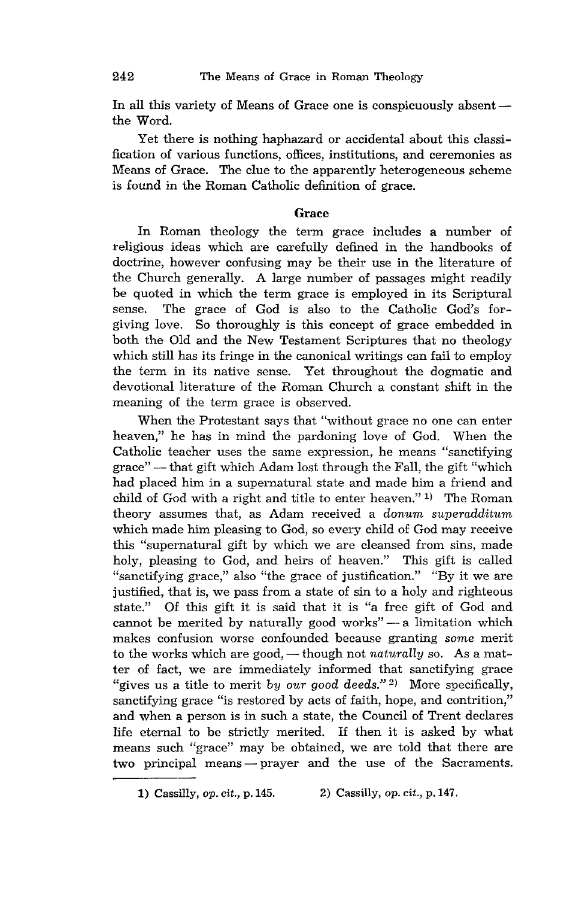In all this variety of Means of Grace one is conspicuously absent — the Word.

Yet there is nothing haphazard or accidental about this classification of various functions, offices, institutions, and ceremonies as Means of Grace. The clue to the apparently heterogeneous scheme is found in the Roman Catholic definition of grace.

## Grace

In Roman theology the term grace includes a number of religious ideas which are carefully defined in the handbooks of doctrine, however confusing may be their use in the literature of the Church generally. A large number of passages might readily be quoted in which the term grace is employed in its Scriptural sense. The grace of God is also to the Catholic God's forgiving love. So thoroughly is this concept of grace embedded in both the Old and the New Testament Scriptures that no theology which still has its fringe in the canonical writings can fail to employ the term in its native sense. Yet throughout the dogmatic and devotional literature of the Roman Church a constant shift in the meaning of the term grace is observed.

When the Protestant says that "without grace no one can enter heaven," he has in mind the pardoning love of God. When the Catholic teacher uses the same expression, he means "sanctifying grace" — that gift which Adam lost through the Fall, the gift "which had placed him in a supernatural state and made him a friend and child of God with a right and title to enter heaven." [1] The Roman theory assumes that, as Adam received a *donum superadditum* which made him pleasing to God, so every child of God may receive this "supernatural gift by which we are cleansed from sins, made holy, pleasing to God, and heirs of heaven." This gift is called "sanctifying grace," also "the grace of justification." "By it we are justified, that is, we pass from a state of sin to a holy and righteous state." Of this gift it is said that it is "a free gift of God and cannot be merited by naturally good works" — a limitation which makes confusion worse confounded because granting *some* merit to the works which are good, — though not *naturally* so. As a matter of fact, we are immediately informed that sanctifying grace "gives us a title to merit *by our good deeds.*" [2] More specifically, sanctifying grace "is restored by acts of faith, hope, and contrition," and when a person is in such a state, the Council of Trent declares life eternal to be strictly merited. If then it is asked by what means such "grace" may be obtained, we are told that there are two principal means — prayer and the use of the Sacraments.

---

1) Cassilly, *op. cit.*, p. 145.   2) Cassilly, *op. cit.*, p. 147.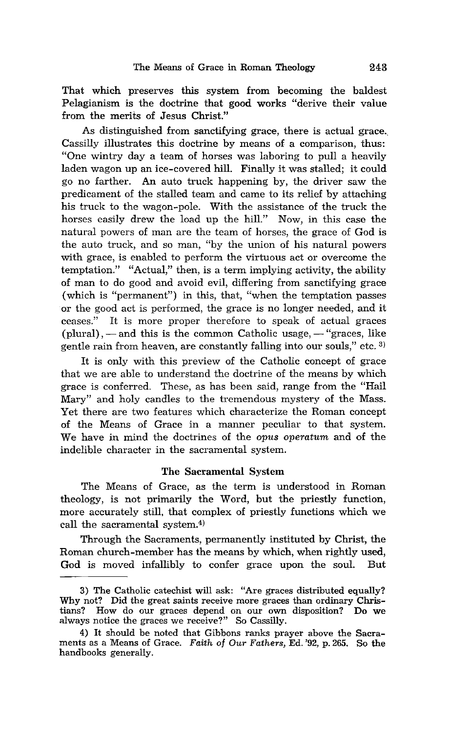That which preserves this system from becoming the baldest Pelagianism is the doctrine that good works "derive their value from the merits of Jesus Christ."

As distinguished from sanctifying grace, there is actual grace. Cassilly illustrates this doctrine by means of a comparison, thus: "One wintry day a team of horses was laboring to pull a heavily laden wagon up an ice-covered hill. Finally it was stalled; it could go no farther. An auto truck happening by, the driver saw the predicament of the stalled team and came to its relief by attaching his truck to the wagon-pole. With the assistance of the truck the horses easily drew the load up the hill." Now, in this case the natural powers of man are the team of horses, the grace of God is the auto truck, and so man, "by the union of his natural powers with grace, is enabled to perform the virtuous act or overcome the temptation." "Actual," then, is a term implying activity, the ability of man to do good and avoid evil, differing from sanctifying grace (which is "permanent") in this, that, "when the temptation passes or the good act is performed, the grace is no longer needed, and it ceases." It is more proper therefore to speak of actual graces (plural), — and this is the common Catholic usage, — "graces, like gentle rain from heaven, are constantly falling into our souls," etc. [3)]

It is only with this preview of the Catholic concept of grace that we are able to understand the doctrine of the means by which grace is conferred. These, as has been said, range from the "Hail Mary" and holy candles to the tremendous mystery of the Mass. Yet there are two features which characterize the Roman concept of the Means of Grace in a manner peculiar to that system. We have in mind the doctrines of the *opus operatum* and of the indelible character in the sacramental system.

## The Sacramental System

The Means of Grace, as the term is understood in Roman theology, is not primarily the Word, but the priestly function, more accurately still, that complex of priestly functions which we call the sacramental system.[4)]

Through the Sacraments, permanently instituted by Christ, the Roman church-member has the means by which, when rightly used, God is moved infallibly to confer grace upon the soul. But

---

3) The Catholic catechist will ask: "Are graces distributed equally? Why not? Did the great saints receive more graces than ordinary Christians? How do our graces depend on our own disposition? Do we always notice the graces we receive?" So Cassilly.

4) It should be noted that Gibbons ranks prayer above the Sacraments as a Means of Grace. *Faith of Our Fathers,* Ed. '92, p. 265. So the handbooks generally.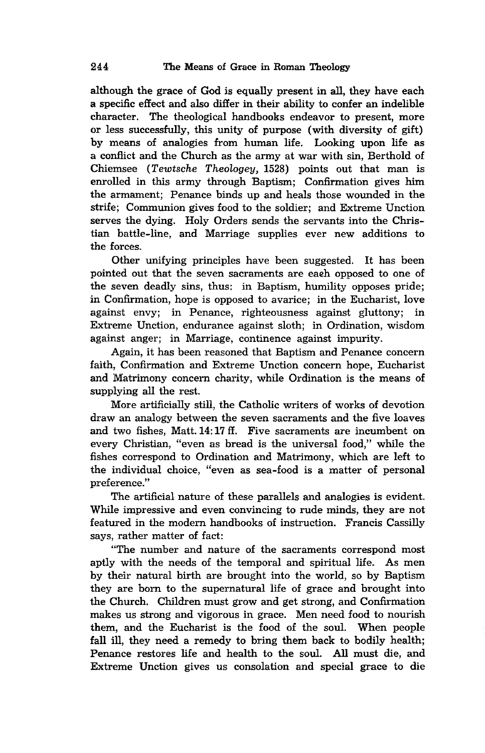although the grace of God is equally present in all, they have each a specific effect and also differ in their ability to confer an indelible character. The theological handbooks endeavor to present, more or less successfully, this unity of purpose (with diversity of gift) by means of analogies from human life. Looking upon life as a conflict and the Church as the army at war with sin, Berthold of Chiemsee (*Tewtsche Theologey,* 1528) points out that man is enrolled in this army through Baptism; Confirmation gives him the armament; Penance binds up and heals those wounded in the strife; Communion gives food to the soldier; and Extreme Unction serves the dying. Holy Orders sends the servants into the Christian battle-line, and Marriage supplies ever new additions to the forces.

Other unifying principles have been suggested. It has been pointed out that the seven sacraments are each opposed to one of the seven deadly sins, thus: in Baptism, humility opposes pride; in Confirmation, hope is opposed to avarice; in the Eucharist, love against envy; in Penance, righteousness against gluttony; in Extreme Unction, endurance against sloth; in Ordination, wisdom against anger; in Marriage, continence against impurity.

Again, it has been reasoned that Baptism and Penance concern faith, Confirmation and Extreme Unction concern hope, Eucharist and Matrimony concern charity, while Ordination is the means of supplying all the rest.

More artificially still, the Catholic writers of works of devotion draw an analogy between the seven sacraments and the five loaves and two fishes, Matt. 14:17 ff. Five sacraments are incumbent on every Christian, "even as bread is the universal food," while the fishes correspond to Ordination and Matrimony, which are left to the individual choice, "even as sea-food is a matter of personal preference."

The artificial nature of these parallels and analogies is evident. While impressive and even convincing to rude minds, they are not featured in the modern handbooks of instruction. Francis Cassilly says, rather matter of fact:

"The number and nature of the sacraments correspond most aptly with the needs of the temporal and spiritual life. As men by their natural birth are brought into the world, so by Baptism they are born to the supernatural life of grace and brought into the Church. Children must grow and get strong, and Confirmation makes us strong and vigorous in grace. Men need food to nourish them, and the Eucharist is the food of the soul. When people fall ill, they need a remedy to bring them back to bodily health; Penance restores life and health to the soul. All must die, and Extreme Unction gives us consolation and special grace to die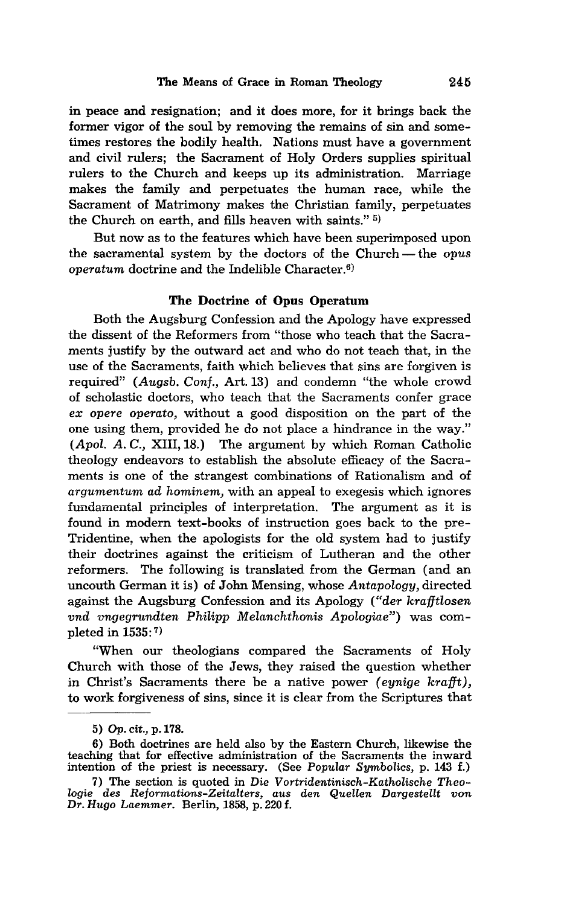in peace and resignation; and it does more, for it brings back the former vigor of the soul by removing the remains of sin and sometimes restores the bodily health. Nations must have a government and civil rulers; the Sacrament of Holy Orders supplies spiritual rulers to the Church and keeps up its administration. Marriage makes the family and perpetuates the human race, while the Sacrament of Matrimony makes the Christian family, perpetuates the Church on earth, and fills heaven with saints." [5]

But now as to the features which have been superimposed upon the sacramental system by the doctors of the Church — the *opus operatum* doctrine and the Indelible Character.[6]

### The Doctrine of Opus Operatum

Both the Augsburg Confession and the Apology have expressed the dissent of the Reformers from "those who teach that the Sacraments justify by the outward act and who do not teach that, in the use of the Sacraments, faith which believes that sins are forgiven is required" (*Augsb. Conf.*, Art. 13) and condemn "the whole crowd of scholastic doctors, who teach that the Sacraments confer grace *ex opere operato,* without a good disposition on the part of the one using them, provided he do not place a hindrance in the way." (*Apol. A. C.*, XIII, 18.) The argument by which Roman Catholic theology endeavors to establish the absolute efficacy of the Sacraments is one of the strangest combinations of Rationalism and of *argumentum ad hominem,* with an appeal to exegesis which ignores fundamental principles of interpretation. The argument as it is found in modern text-books of instruction goes back to the pre-Tridentine, when the apologists for the old system had to justify their doctrines against the criticism of Lutheran and the other reformers. The following is translated from the German (and an uncouth German it is) of John Mensing, whose *Antapology,* directed against the Augsburg Confession and its Apology (*"der krafftlosen vnd vngegrundten Philipp Melanchthonis Apologiae"*) was completed in 1535: [7]

"When our theologians compared the Sacraments of Holy Church with those of the Jews, they raised the question whether in Christ's Sacraments there be a native power (*eynige krafft*), to work forgiveness of sins, since it is clear from the Scriptures that

---

5) *Op. cit.*, p. 178.

6) Both doctrines are held also by the Eastern Church, likewise the teaching that for effective administration of the Sacraments the inward intention of the priest is necessary. (See *Popular Symbolics*, p. 143 f.)

7) The section is quoted in *Die Vortridentinisch-Katholische Theologie des Reformations-Zeitalters, aus den Quellen Dargestellt von Dr. Hugo Laemmer.* Berlin, 1858, p. 220 f.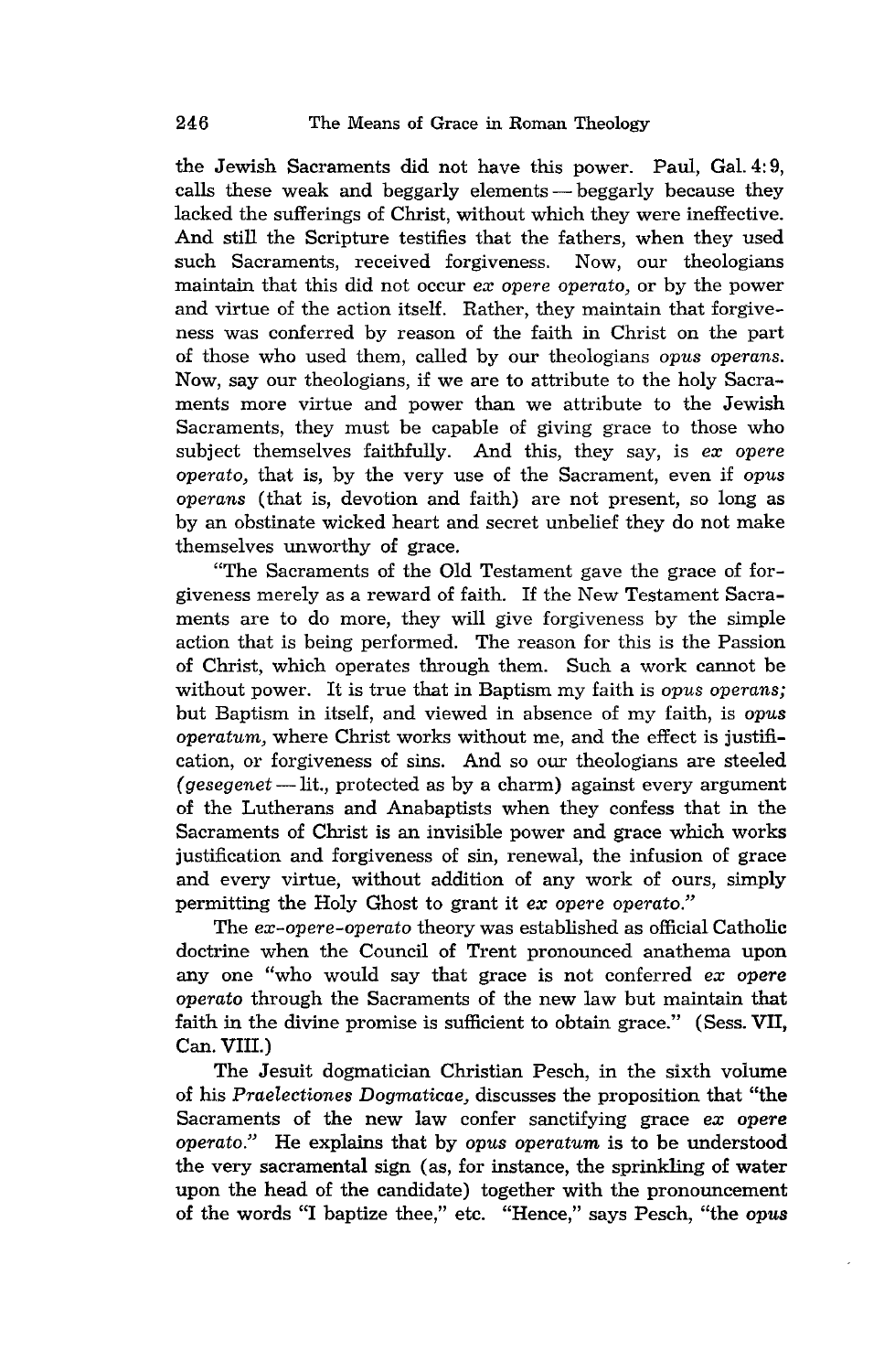the Jewish Sacraments did not have this power. Paul, Gal. 4:9, calls these weak and beggarly elements — beggarly because they lacked the sufferings of Christ, without which they were ineffective. And still the Scripture testifies that the fathers, when they used such Sacraments, received forgiveness. Now, our theologians maintain that this did not occur *ex opere operato*, or by the power and virtue of the action itself. Rather, they maintain that forgiveness was conferred by reason of the faith in Christ on the part of those who used them, called by our theologians *opus operans*. Now, say our theologians, if we are to attribute to the holy Sacraments more virtue and power than we attribute to the Jewish Sacraments, they must be capable of giving grace to those who subject themselves faithfully. And this, they say, is *ex opere operato*, that is, by the very use of the Sacrament, even if *opus operans* (that is, devotion and faith) are not present, so long as by an obstinate wicked heart and secret unbelief they do not make themselves unworthy of grace.

"The Sacraments of the Old Testament gave the grace of forgiveness merely as a reward of faith. If the New Testament Sacraments are to do more, they will give forgiveness by the simple action that is being performed. The reason for this is the Passion of Christ, which operates through them. Such a work cannot be without power. It is true that in Baptism my faith is *opus operans;* but Baptism in itself, and viewed in absence of my faith, is *opus operatum*, where Christ works without me, and the effect is justification, or forgiveness of sins. And so our theologians are steeled (*gesegenet* — lit., protected as by a charm) against every argument of the Lutherans and Anabaptists when they confess that in the Sacraments of Christ is an invisible power and grace which works justification and forgiveness of sin, renewal, the infusion of grace and every virtue, without addition of any work of ours, simply permitting the Holy Ghost to grant it *ex opere operato*."

The *ex-opere-operato* theory was established as official Catholic doctrine when the Council of Trent pronounced anathema upon any one "who would say that grace is not conferred *ex opere operato* through the Sacraments of the new law but maintain that faith in the divine promise is sufficient to obtain grace." (Sess. VII, Can. VIII.)

The Jesuit dogmatician Christian Pesch, in the sixth volume of his *Praelectiones Dogmaticae*, discusses the proposition that "the Sacraments of the new law confer sanctifying grace *ex opere operato*." He explains that by *opus operatum* is to be understood the very sacramental sign (as, for instance, the sprinkling of water upon the head of the candidate) together with the pronouncement of the words "I baptize thee," etc. "Hence," says Pesch, "the *opus*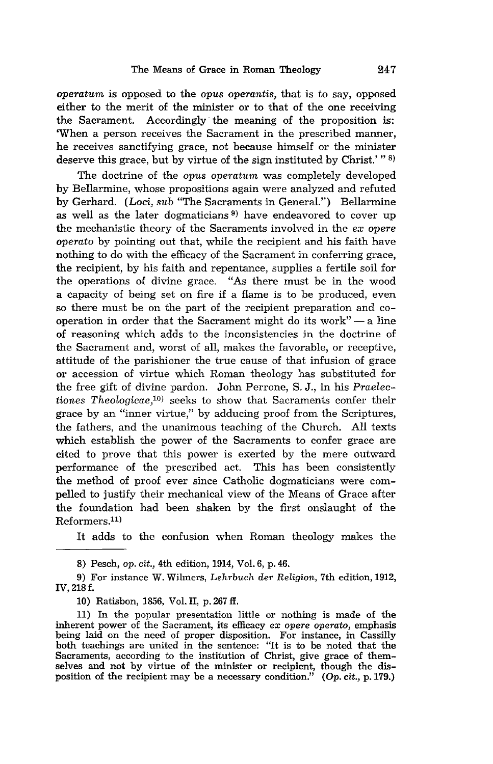*operatum* is opposed to the *opus operantis,* that is to say, opposed either to the merit of the minister or to that of the one receiving the Sacrament. Accordingly the meaning of the proposition is: 'When a person receives the Sacrament in the prescribed manner, he receives sanctifying grace, not because himself or the minister deserve this grace, but by virtue of the sign instituted by Christ.' "[8]

The doctrine of the *opus operatum* was completely developed by Bellarmine, whose propositions again were analyzed and refuted by Gerhard. (*Loci, sub* "The Sacraments in General.") Bellarmine as well as the later dogmaticians[9] have endeavored to cover up the mechanistic theory of the Sacraments involved in the *ex opere operato* by pointing out that, while the recipient and his faith have nothing to do with the efficacy of the Sacrament in conferring grace, the recipient, by his faith and repentance, supplies a fertile soil for the operations of divine grace. "As there must be in the wood a capacity of being set on fire if a flame is to be produced, even so there must be on the part of the recipient preparation and co-operation in order that the Sacrament might do its work" — a line of reasoning which adds to the inconsistencies in the doctrine of the Sacrament and, worst of all, makes the favorable, or receptive, attitude of the parishioner the true cause of that infusion of grace or accession of virtue which Roman theology has substituted for the free gift of divine pardon. John Perrone, S. J., in his *Praelectiones Theologicae,*[10] seeks to show that Sacraments confer their grace by an "inner virtue," by adducing proof from the Scriptures, the fathers, and the unanimous teaching of the Church. All texts which establish the power of the Sacraments to confer grace are cited to prove that this power is exerted by the mere outward performance of the prescribed act. This has been consistently the method of proof ever since Catholic dogmaticians were compelled to justify their mechanical view of the Means of Grace after the foundation had been shaken by the first onslaught of the Reformers.[11]

It adds to the confusion when Roman theology makes the

---

8) Pesch, *op. cit.,* 4th edition, 1914, Vol. 6, p. 46.

9) For instance W. Wilmers, *Lehrbuch der Religion,* 7th edition, 1912, IV, 218 f.

10) Ratisbon, 1856, Vol. II, p. 267 ff.

11) In the popular presentation little or nothing is made of the inherent power of the Sacrament, its efficacy *ex opere operato,* emphasis being laid on the need of proper disposition. For instance, in Cassilly both teachings are united in the sentence: "It is to be noted that the Sacraments, according to the institution of Christ, give grace of themselves and not by virtue of the minister or recipient, though the disposition of the recipient may be a necessary condition." (*Op. cit.,* p. 179.)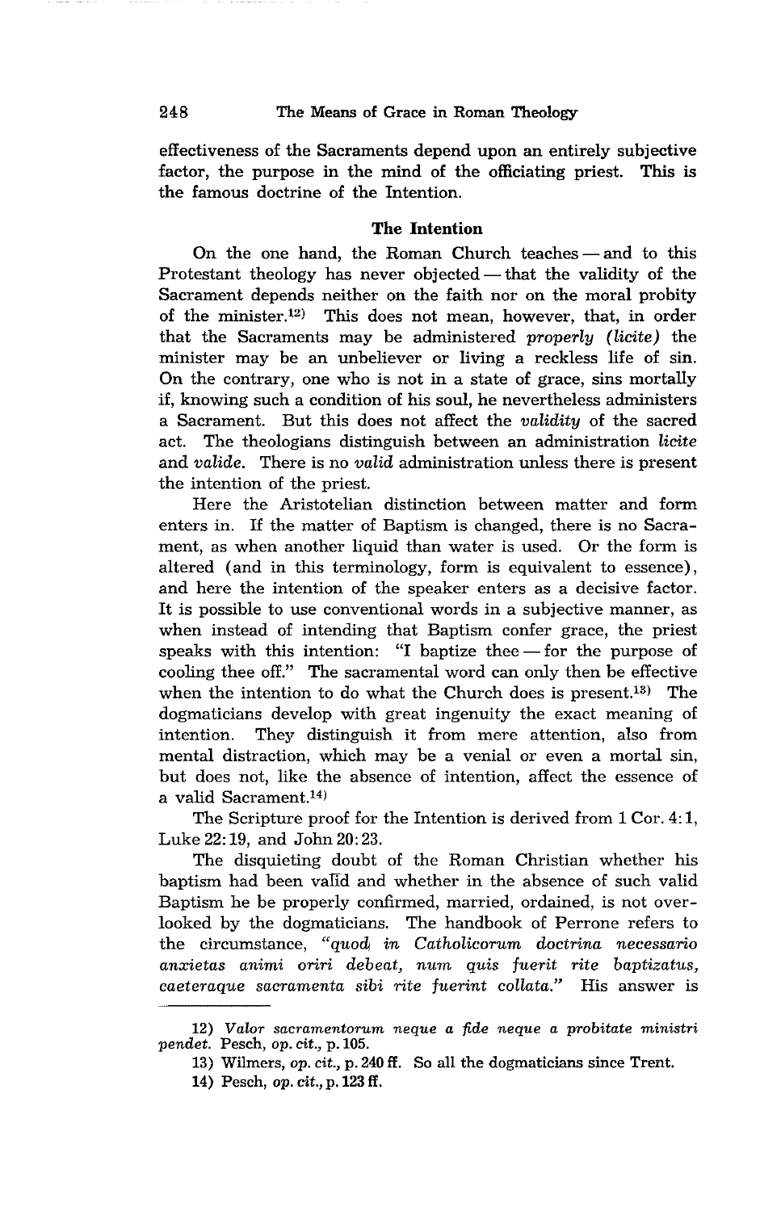effectiveness of the Sacraments depend upon an entirely subjective factor, the purpose in the mind of the officiating priest. This is the famous doctrine of the Intention.

### The Intention

On the one hand, the Roman Church teaches — and to this Protestant theology has never objected — that the validity of the Sacrament depends neither on the faith nor on the moral probity of the minister.[12] This does not mean, however, that, in order that the Sacraments may be administered *properly (licite)* the minister may be an unbeliever or living a reckless life of sin. On the contrary, one who is not in a state of grace, sins mortally if, knowing such a condition of his soul, he nevertheless administers a Sacrament. But this does not affect the *validity* of the sacred act. The theologians distinguish between an administration *licite* and *valide*. There is no *valid* administration unless there is present the intention of the priest.

Here the Aristotelian distinction between matter and form enters in. If the matter of Baptism is changed, there is no Sacrament, as when another liquid than water is used. Or the form is altered (and in this terminology, form is equivalent to essence), and here the intention of the speaker enters as a decisive factor. It is possible to use conventional words in a subjective manner, as when instead of intending that Baptism confer grace, the priest speaks with this intention: "I baptize thee — for the purpose of cooling thee off." The sacramental word can only then be effective when the intention to do what the Church does is present.[13] The dogmaticians develop with great ingenuity the exact meaning of intention. They distinguish it from mere attention, also from mental distraction, which may be a venial or even a mortal sin, but does not, like the absence of intention, affect the essence of a valid Sacrament.[14]

The Scripture proof for the Intention is derived from 1 Cor. 4:1, Luke 22:19, and John 20:23.

The disquieting doubt of the Roman Christian whether his baptism had been valid and whether in the absence of such valid Baptism he be properly confirmed, married, ordained, is not overlooked by the dogmaticians. The handbook of Perrone refers to the circumstance, *"quod in Catholicorum doctrina necessario anxietas animi oriri debeat, num quis fuerit rite baptizatus, caeteraque sacramenta sibi rite fuerint collata."* His answer is

---

12) *Valor sacramentorum neque a fide neque a probitate ministri pendet.* Pesch, *op. cit.*, p. 105.

13) Wilmers, *op. cit.*, p. 240 ff. So all the dogmaticians since Trent.

14) Pesch, *op. cit.*, p. 123 ff.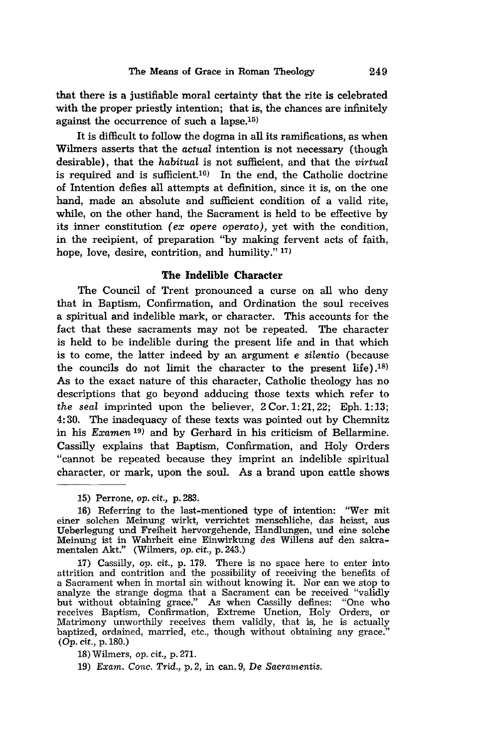that there is a justifiable moral certainty that the rite is celebrated with the proper priestly intention; that is, the chances are infinitely against the occurrence of such a lapse.[15]

It is difficult to follow the dogma in all its ramifications, as when Wilmers asserts that the *actual* intention is not necessary (though desirable), that the *habitual* is not sufficient, and that the *virtual* is required and is sufficient.[16] In the end, the Catholic doctrine of Intention defies all attempts at definition, since it is, on the one hand, made an absolute and sufficient condition of a valid rite, while, on the other hand, the Sacrament is held to be effective by its inner constitution *(ex opere operato)*, yet with the condition, in the recipient, of preparation "by making fervent acts of faith, hope, love, desire, contrition, and humility." [17]

### The Indelible Character

The Council of Trent pronounced a curse on all who deny that in Baptism, Confirmation, and Ordination the soul receives a spiritual and indelible mark, or character. This accounts for the fact that these sacraments may not be repeated. The character is held to be indelible during the present life and in that which is to come, the latter indeed by an argument *e silentio* (because the councils do not limit the character to the present life).[18] As to the exact nature of this character, Catholic theology has no descriptions that go beyond adducing those texts which refer to *the seal* imprinted upon the believer, 2 Cor. 1:21, 22; Eph. 1:13; 4:30. The inadequacy of these texts was pointed out by Chemnitz in his *Examen* [19] and by Gerhard in his criticism of Bellarmine. Cassilly explains that Baptism, Confirmation, and Holy Orders "cannot be repeated because they imprint an indelible spiritual character, or mark, upon the soul. As a brand upon cattle shows

---

15) Perrone, *op. cit.*, p. 283.

16) Referring to the last-mentioned type of intention: "Wer mit einer solchen Meinung wirkt, verrichtet menschliche, das heisst, aus Ueberlegung und Freiheit hervorgehende, Handlungen, und eine solche Meinung ist in Wahrheit eine Einwirkung des Willens auf den sakramentalen Akt." (Wilmers, *op. cit.*, p. 243.)

17) Cassilly, *op. cit.*, p. 179. There is no space here to enter into attrition and contrition and the possibility of receiving the benefits of a Sacrament when in mortal sin without knowing it. Nor can we stop to analyze the strange dogma that a Sacrament can be received "validly but without obtaining grace." As when Cassilly defines: "One who receives Baptism, Confirmation, Extreme Unction, Holy Orders, or Matrimony unworthily receives them validly, that is, he is actually baptized, ordained, married, etc., though without obtaining any grace." (*Op. cit.*, p. 180.)

18) Wilmers, *op. cit.*, p. 271.

19) *Exam. Conc. Trid.*, p. 2, in can. 9, *De Sacramentis.*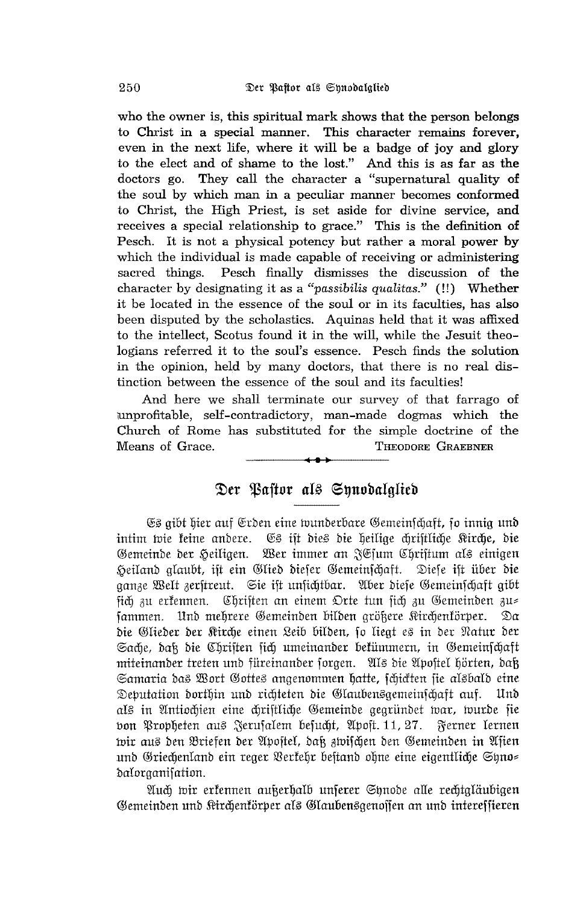who the owner is, this spiritual mark shows that the person belongs to Christ in a special manner. This character remains forever, even in the next life, where it will be a badge of joy and glory to the elect and of shame to the lost." And this is as far as the doctors go. They call the character a "supernatural quality of the soul by which man in a peculiar manner becomes conformed to Christ, the High Priest, is set aside for divine service, and receives a special relationship to grace." This is the definition of Pesch. It is not a physical potency but rather a moral power by which the individual is made capable of receiving or administering sacred things. Pesch finally dismisses the discussion of the character by designating it as a *"passibilis qualitas."* (!!) Whether it be located in the essence of the soul or in its faculties, has also been disputed by the scholastics. Aquinas held that it was affixed to the intellect, Scotus found it in the will, while the Jesuit theologians referred it to the soul's essence. Pesch finds the solution in the opinion, held by many doctors, that there is no real distinction between the essence of the soul and its faculties!

And here we shall terminate our survey of that farrago of unprofitable, self-contradictory, man-made dogmas which the Church of Rome has substituted for the simple doctrine of the Means of Grace.

THEODORE GRAEBNER

## Der Pastor als Synodalglied

Es gibt hier auf Erden eine wunderbare Gemeinschaft, so innig und intim wie keine andere. Es ist dies die heilige christliche Kirche, die Gemeinde der Heiligen. Wer immer an JEsum Christum als einigen Heiland glaubt, ist ein Glied dieser Gemeinschaft. Diese ist über die ganze Welt zerstreut. Sie ist unsichtbar. Aber diese Gemeinschaft gibt sich zu erkennen. Christen an einem Orte tun sich zu Gemeinden zusammen. Und mehrere Gemeinden bilden größere Kirchenkörper. Da die Glieder der Kirche einen Leib bilden, so liegt es in der Natur der Sache, daß die Christen sich umeinander bekümmern, in Gemeinschaft miteinander treten und füreinander sorgen. Als die Apostel hörten, daß Samaria das Wort Gottes angenommen hatte, schickten sie alsbald eine Deputation dorthin und richteten die Glaubensgemeinschaft auf. Und als in Antiochien eine christliche Gemeinde gegründet war, wurde sie von Propheten aus Jerusalem besucht, Apost. 11, 27. Ferner lernen wir aus den Briefen der Apostel, daß zwischen den Gemeinden in Asien und Griechenland ein reger Verkehr bestand ohne eine eigentliche Synodalorganisation.

Auch wir erkennen außerhalb unserer Synode alle rechtgläubigen Gemeinden und Kirchenkörper als Glaubensgenossen an und interessieren